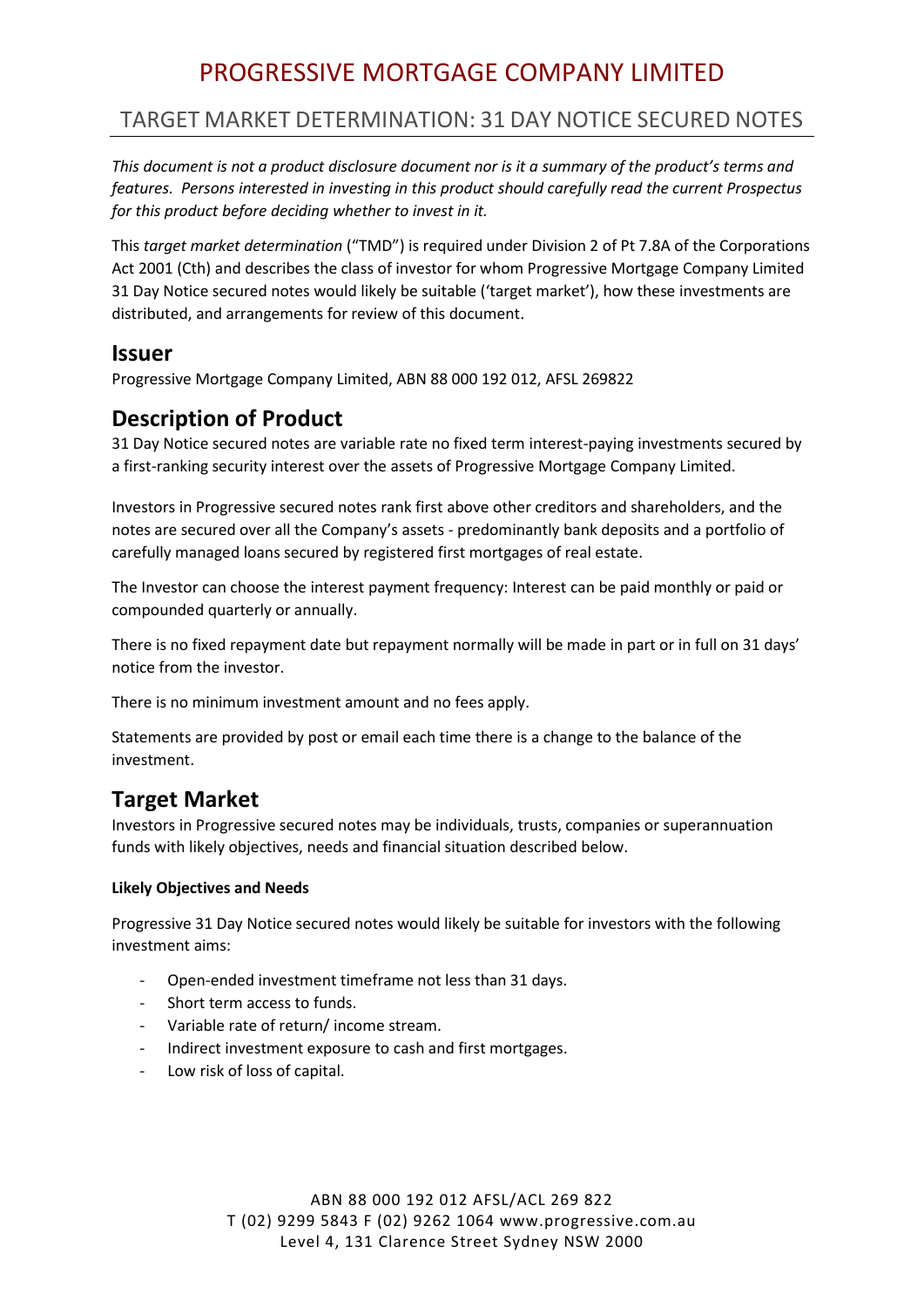# PROGRESSIVE MORTGAGE COMPANY LIMITED

## TARGET MARKET DETERMINATION: 31 DAY NOTICE SECURED NOTES

*This document is not a product disclosure document nor is it a summary of the product's terms and features. Persons interested in investing in this product should carefully read the current Prospectus for this product before deciding whether to invest in it.*

This *target market determination* ("TMD") is required under Division 2 of Pt 7.8A of the Corporations Act 2001 (Cth) and describes the class of investor for whom Progressive Mortgage Company Limited 31 Day Notice secured notes would likely be suitable ('target market'), how these investments are distributed, and arrangements for review of this document.

## Issuer

Progressive Mortgage Company Limited, ABN 88 000 192 012, AFSL 269822

## Description of Product

31 Day Notice secured notes are variable rate no fixed term interest-paying investments secured by a first-ranking security interest over the assets of Progressive Mortgage Company Limited.

Investors in Progressive secured notes rank first above other creditors and shareholders, and the notes are secured over all the Company's assets - predominantly bank deposits and a portfolio of carefully managed loans secured by registered first mortgages of real estate.

The Investor can choose the interest payment frequency: Interest can be paid monthly or paid or compounded quarterly or annually.

There is no fixed repayment date but repayment normally will be made in part or in full on 31 days' notice from the investor.

There is no minimum investment amount and no fees apply.

Statements are provided by post or email each time there is a change to the balance of the investment.

## Target Market

Investors in Progressive secured notes may be individuals, trusts, companies or superannuation funds with likely objectives, needs and financial situation described below.

**Likely Objectives and Needs**

Progressive 31 Day Notice secured notes would likely be suitable for investors with the following investment aims:

- Open-ended investment timeframe not less than 31 days.
- Short term access to funds.
- Variable rate of return/ income stream.
- Indirect investment exposure to cash and first mortgages.
- Low risk of loss of capital.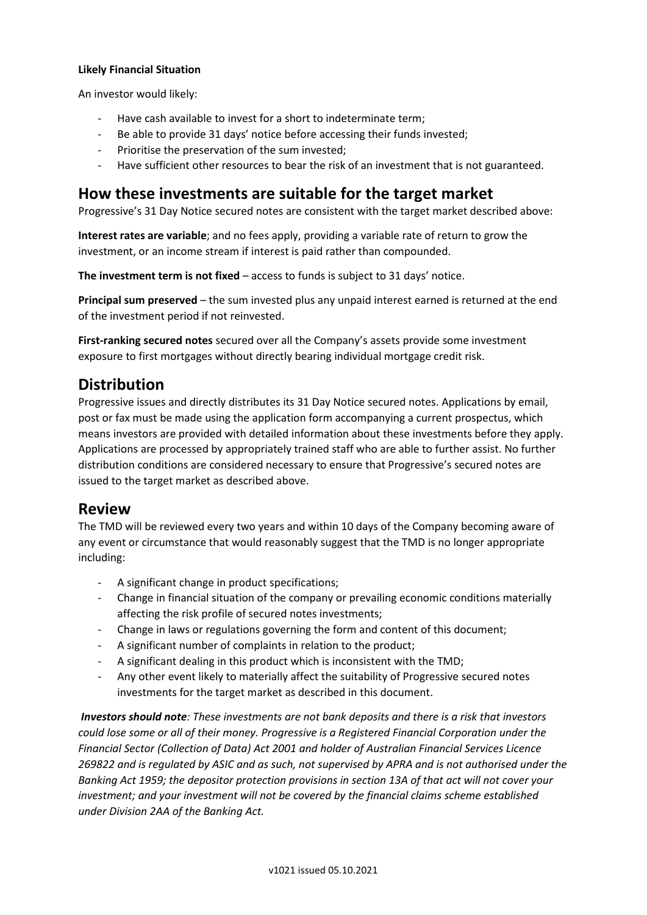**Likely Financial Situation**

An investor would likely:

- Have cash available to invest for a short to indeterminate term;
- Be able to provide 31 days' notice before accessing their funds invested;
- Prioritise the preservation of the sum invested;
- Have sufficient other resources to bear the risk of an investment that is not guaranteed.

## How these investments are suitable for the target market

Progressive's 31 Day Notice secured notes are consistent with the target market described above:

**Interest rates are variable**; and no fees apply, providing a variable rate of return to grow the investment, or an income stream if interest is paid rather than compounded.

**The investment term is not fixed** – access to funds is subject to 31 days' notice.

**Principal sum preserved** – the sum invested plus any unpaid interest earned is returned at the end of the investment period if not reinvested.

**First-ranking secured notes** secured over all the Company's assets provide some investment exposure to first mortgages without directly bearing individual mortgage credit risk.

## Distribution

Progressive issues and directly distributes its 31 Day Notice secured notes. Applications by email, post or fax must be made using the application form accompanying a current prospectus, which means investors are provided with detailed information about these investments before they apply. Applications are processed by appropriately trained staff who are able to further assist. No further distribution conditions are considered necessary to ensure that Progressive's secured notes are issued to the target market as described above.

## Review

The TMD will be reviewed every two years and within 10 days of the Company becoming aware of any event or circumstance that would reasonably suggest that the TMD is no longer appropriate including:

- A significant change in product specifications;
- Change in financial situation of the company or prevailing economic conditions materially affecting the risk profile of secured notes investments;
- Change in laws or regulations governing the form and content of this document;
- A significant number of complaints in relation to the product;
- A significant dealing in this product which is inconsistent with the TMD;
- Any other event likely to materially affect the suitability of Progressive secured notes investments for the target market as described in this document.

***Investors should note****: These investments are not bank deposits and there is a risk that investors could lose some or all of their money. Progressive is a Registered Financial Corporation under the Financial Sector (Collection of Data) Act 2001 and holder of Australian Financial Services Licence 269822 and is regulated by ASIC and as such, not supervised by APRA and is not authorised under the Banking Act 1959; the depositor protection provisions in section 13A of that act will not cover your investment; and your investment will not be covered by the financial claims scheme established under Division 2AA of the Banking Act.*

v1021 issued 05.10.2021